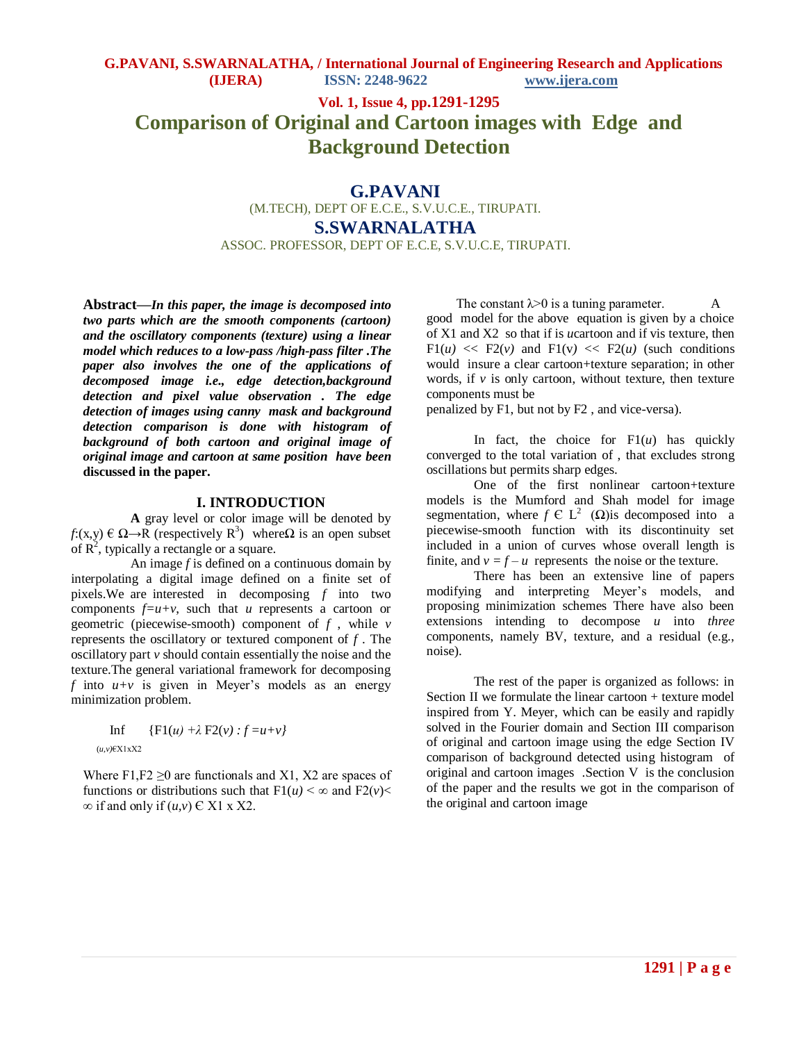# Comparison of Original and Cartoon images with Edge and Background Detection

## G.PAVANI

(M.TECH), DEPT OF E.C.E., S.V.U.C.E., TIRUPATI.

## S.SWARNALATHA

ASSOC. PROFESSOR, DEPT OF E.C.E, S.V.U.C.E, TIRUPATI.

**Abstract—*In this paper, the image is decomposed into two parts which are the smooth components (cartoon) and the oscillatory components (texture) using a linear model which reduces to a low-pass /high-pass filter .The paper also involves the one of the applications of decomposed image i.e., edge detection,background detection and pixel value observation . The edge detection of images using canny mask and background detection comparison is done with histogram of background of both cartoon and original image of original image and cartoon at same position have been* discussed in the paper.**

## I. INTRODUCTION

**A** gray level or color image will be denoted by $f$:(x,y) Є $\Omega \rightarrow R$ (respectively $R^3$) where$\Omega$ is an open subset of $R^2$, typically a rectangle or a square.

An image $f$ is defined on a continuous domain by interpolating a digital image defined on a finite set of pixels.We are interested in decomposing $f$ into two components $f=u+v$, such that $u$ represents a cartoon or geometric (piecewise-smooth) component of $f$ , while $v$ represents the oscillatory or textured component of $f$ . The oscillatory part $v$ should contain essentially the noise and the texture.The general variational framework for decomposing $f$ into $u+v$ is given in Meyer's models as an energy minimization problem.

$$\inf_{(u,v) \in X1 \times X2} \{F1(u) + \lambda F2(v) : f = u+v\}$$

Where F1,F2 ≥0 are functionals and X1, X2 are spaces of functions or distributions such that $F1(u) < \infty$ and $F2(v) < \infty$ if and only if $(u,v)$ Є X1 x X2.

The constant $\lambda>0$ is a tuning parameter. A good model for the above equation is given by a choice of X1 and X2 so that if is $u$cartoon and if vis texture, then $F1(u) << F2(v)$ and $F1(v) << F2(u)$ (such conditions would insure a clear cartoon+texture separation; in other words, if $v$ is only cartoon, without texture, then texture components must be penalized by F1, but not by F2 , and vice-versa).

In fact, the choice for $F1(u)$ has quickly converged to the total variation of , that excludes strong oscillations but permits sharp edges.

One of the first nonlinear cartoon+texture models is the Mumford and Shah model for image segmentation, where $f$ Є $L^2$ ($\Omega$)is decomposed into a piecewise-smooth function with its discontinuity set included in a union of curves whose overall length is finite, and $v = f - u$ represents the noise or the texture.

There has been an extensive line of papers modifying and interpreting Meyer's models, and proposing minimization schemes There have also been extensions intending to decompose $u$ into *three* components, namely BV, texture, and a residual (e.g., noise).

The rest of the paper is organized as follows: in Section II we formulate the linear cartoon + texture model inspired from Y. Meyer, which can be easily and rapidly solved in the Fourier domain and Section III comparison of original and cartoon image using the edge Section IV comparison of background detected using histogram of original and cartoon images .Section V is the conclusion of the paper and the results we got in the comparison of the original and cartoon image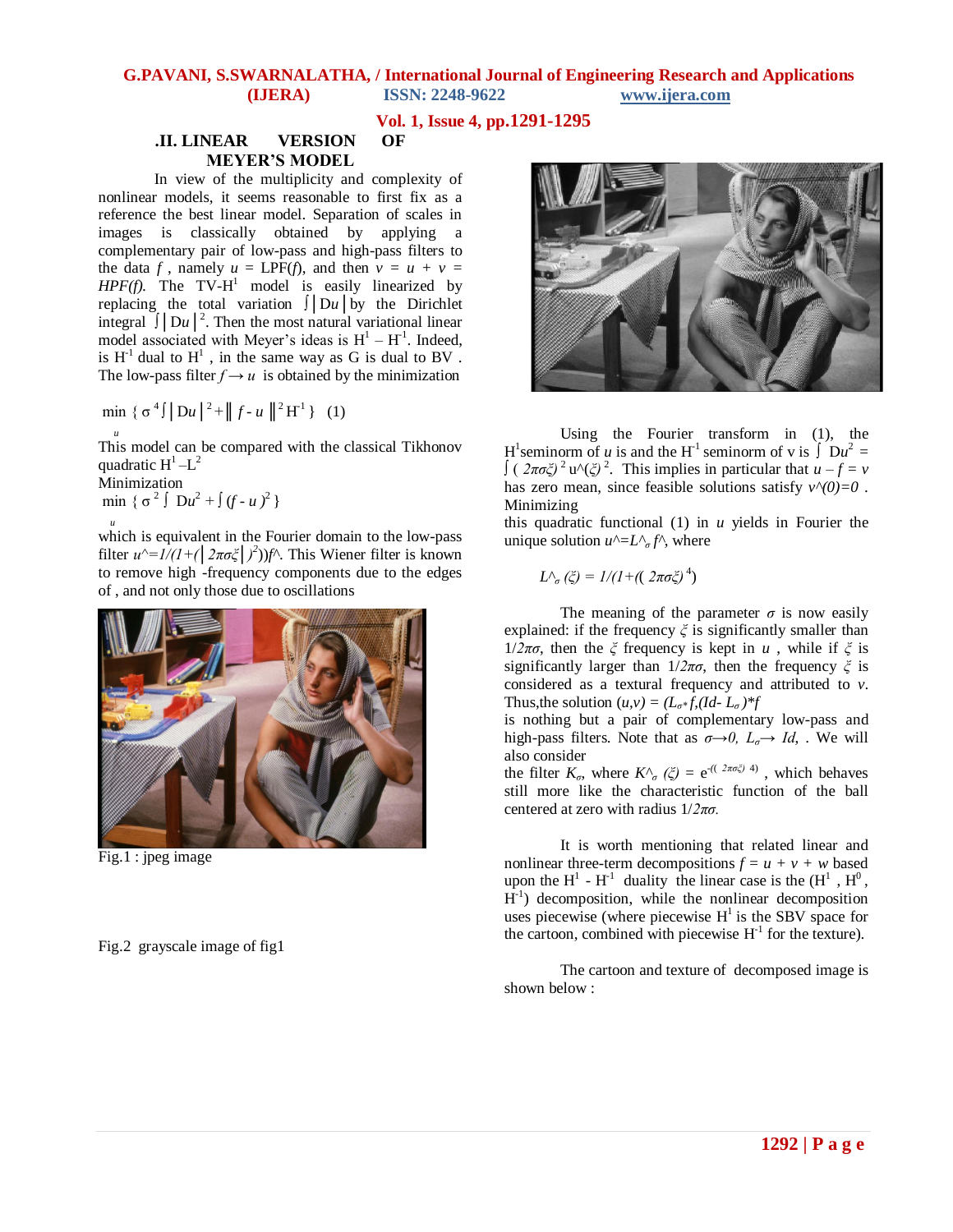## II. LINEAR VERSION OF MEYER'S MODEL

In view of the multiplicity and complexity of nonlinear models, it seems reasonable to first fix as a reference the best linear model. Separation of scales in images is classically obtained by applying a complementary pair of low-pass and high-pass filters to the data $f$, namely $u$ = LPF($f$), and then $v = u + v = HPF(f)$. The TV-$H^1$ model is easily linearized by replacing the total variation $\int|Du|$ by the Dirichlet integral $\int|Du|^2$. Then the most natural variational linear model associated with Meyer's ideas is $H^1 - H^{-1}$. Indeed, is $H^{-1}$ dual to $H^1$ , in the same way as G is dual to BV . The low-pass filter $f \rightarrow u$ is obtained by the minimization

$$\min_u \{ \sigma^4 \int|Du|^2 + \| f - u \|^2 H^{-1} \} \quad (1)$$

This model can be compared with the classical Tikhonov quadratic $H^1$–$L^2$

Minimization

$$\min_u \{ \sigma^2 \int Du^2 + \int (f - u)^2 \}$$

which is equivalent in the Fourier domain to the low-pass filter $u\hat{} = 1/(1+(|2\pi\sigma\xi|)^2))f\hat{}$. This Wiener filter is known to remove high -frequency components due to the edges of , and not only those due to oscillations

Fig.1 : jpeg image

Fig.2 grayscale image of fig1

Using the Fourier transform in (1), the $H^1$seminorm of $u$ is and the $H^{-1}$ seminorm of v is $\int Du^2 = \int (2\pi\sigma\xi)^2 u\hat{}(\xi)^2$. This implies in particular that $u - f = v$ has zero mean, since feasible solutions satisfy $v\hat{}(0)=0$ . Minimizing this quadratic functional (1) in $u$ yields in Fourier the unique solution $u\hat{}=L\hat{}_\sigma f\hat{}$, where

$$L\hat{}_\sigma(\xi) = 1/(1+((2\pi\sigma\xi)^4)$$

The meaning of the parameter $\sigma$ is now easily explained: if the frequency $\xi$ is significantly smaller than $1/2\pi\sigma$, then the $\xi$ frequency is kept in $u$ , while if $\xi$ is significantly larger than $1/2\pi\sigma$, then the frequency $\xi$ is considered as a textural frequency and attributed to $v$. Thus,the solution $(u,v) = (L_{\sigma^*} f,(Id- L_\sigma)*f$ is nothing but a pair of complementary low-pass and high-pass filters. Note that as $\sigma \rightarrow 0$, $L_\sigma \rightarrow Id$, . We will also consider the filter $K_\sigma$, where $K\hat{}_\sigma(\xi) = e^{-((2\pi\sigma\xi)^4)}$ , which behaves still more like the characteristic function of the ball centered at zero with radius $1/2\pi\sigma$.

It is worth mentioning that related linear and nonlinear three-term decompositions $f = u + v + w$ based upon the $H^1$ - $H^{-1}$ duality the linear case is the ($H^1$ , $H^0$, $H^{-1}$) decomposition, while the nonlinear decomposition uses piecewise (where piecewise $H^1$ is the SBV space for the cartoon, combined with piecewise $H^{-1}$ for the texture).

The cartoon and texture of decomposed image is shown below :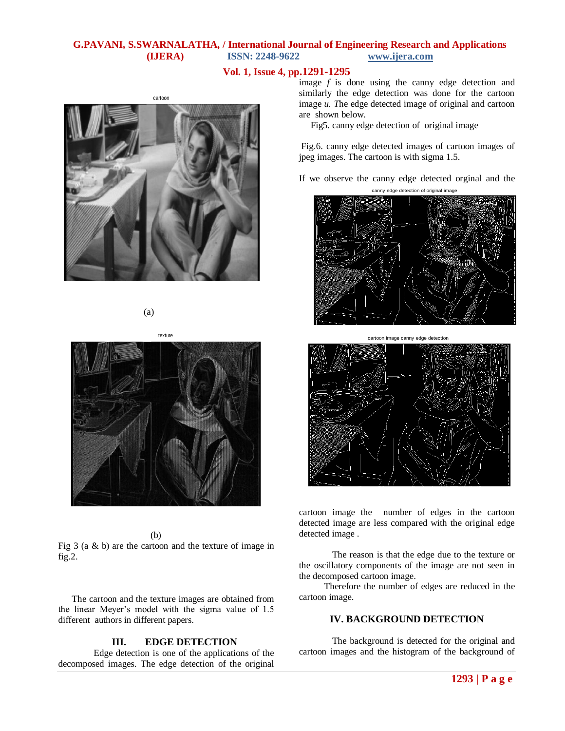cartoon

(a)

texture

(b)

Fig 3 (a & b) are the cartoon and the texture of image in fig.2.

The cartoon and the texture images are obtained from the linear Meyer's model with the sigma value of 1.5 different authors in different papers.

## III. EDGE DETECTION

Edge detection is one of the applications of the decomposed images. The edge detection of the original image $f$ is done using the canny edge detection and similarly the edge detection was done for the cartoon image $u$. *T*he edge detected image of original and cartoon are shown below.

Fig5. canny edge detection of original image

Fig.6. canny edge detected images of cartoon images of jpeg images. The cartoon is with sigma 1.5.

canny edge detection of original image

cartoon image canny edge detection

If we observe the canny edge detected orginal and the cartoon image the number of edges in the cartoon detected image are less compared with the original edge detected image .

The reason is that the edge due to the texture or the oscillatory components of the image are not seen in the decomposed cartoon image.

Therefore the number of edges are reduced in the cartoon image.

## IV. BACKGROUND DETECTION

The background is detected for the original and cartoon images and the histogram of the background of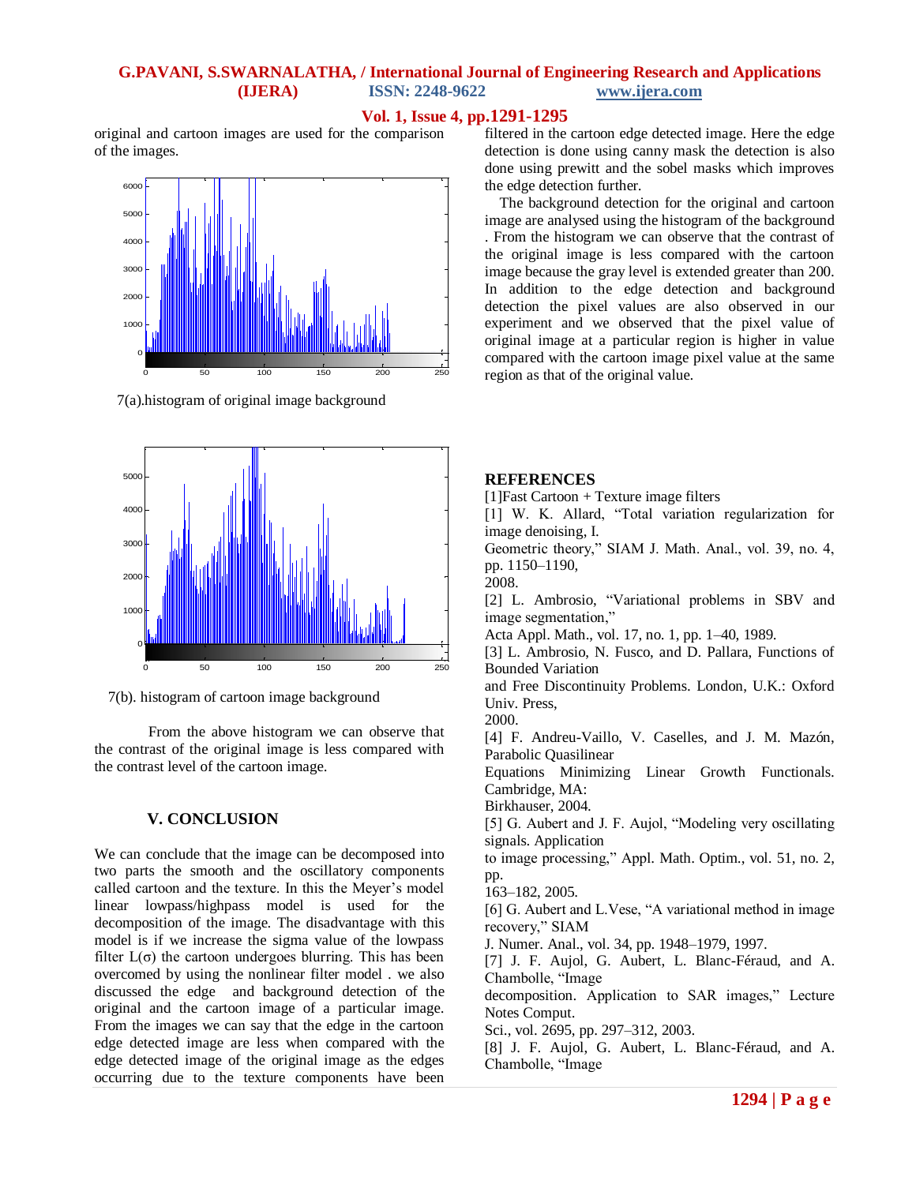original and cartoon images are used for the comparison of the images.

7(a).histogram of original image background

7(b). histogram of cartoon image background

From the above histogram we can observe that the contrast of the original image is less compared with the contrast level of the cartoon image.

## V. CONCLUSION

We can conclude that the image can be decomposed into two parts the smooth and the oscillatory components called cartoon and the texture. In this the Meyer's model linear lowpass/highpass model is used for the decomposition of the image. The disadvantage with this model is if we increase the sigma value of the lowpass filter L(σ) the cartoon undergoes blurring. This has been overcomed by using the nonlinear filter model . we also discussed the edge and background detection of the original and the cartoon image of a particular image. From the images we can say that the edge in the cartoon edge detected image are less when compared with the edge detected image of the original image as the edges occurring due to the texture components have been filtered in the cartoon edge detected image. Here the edge detection is done using canny mask the detection is also done using prewitt and the sobel masks which improves the edge detection further.

The background detection for the original and cartoon image are analysed using the histogram of the background . From the histogram we can observe that the contrast of the original image is less compared with the cartoon image because the gray level is extended greater than 200. In addition to the edge detection and background detection the pixel values are also observed in our experiment and we observed that the pixel value of original image at a particular region is higher in value compared with the cartoon image pixel value at the same region as that of the original value.

## REFERENCES

[1]Fast Cartoon + Texture image filters

[1] W. K. Allard, "Total variation regularization for image denoising, I.
Geometric theory," SIAM J. Math. Anal., vol. 39, no. 4, pp. 1150–1190,
2008.

[2] L. Ambrosio, "Variational problems in SBV and image segmentation,"
Acta Appl. Math., vol. 17, no. 1, pp. 1–40, 1989.

[3] L. Ambrosio, N. Fusco, and D. Pallara, Functions of Bounded Variation
and Free Discontinuity Problems. London, U.K.: Oxford Univ. Press,
2000.

[4] F. Andreu-Vaillo, V. Caselles, and J. M. Mazón, Parabolic Quasilinear
Equations Minimizing Linear Growth Functionals. Cambridge, MA:
Birkhauser, 2004.

[5] G. Aubert and J. F. Aujol, "Modeling very oscillating signals. Application
to image processing," Appl. Math. Optim., vol. 51, no. 2, pp.
163–182, 2005.

[6] G. Aubert and L.Vese, "A variational method in image recovery," SIAM
J. Numer. Anal., vol. 34, pp. 1948–1979, 1997.

[7] J. F. Aujol, G. Aubert, L. Blanc-Féraud, and A. Chambolle, "Image
decomposition. Application to SAR images," Lecture Notes Comput.
Sci., vol. 2695, pp. 297–312, 2003.

[8] J. F. Aujol, G. Aubert, L. Blanc-Féraud, and A. Chambolle, "Image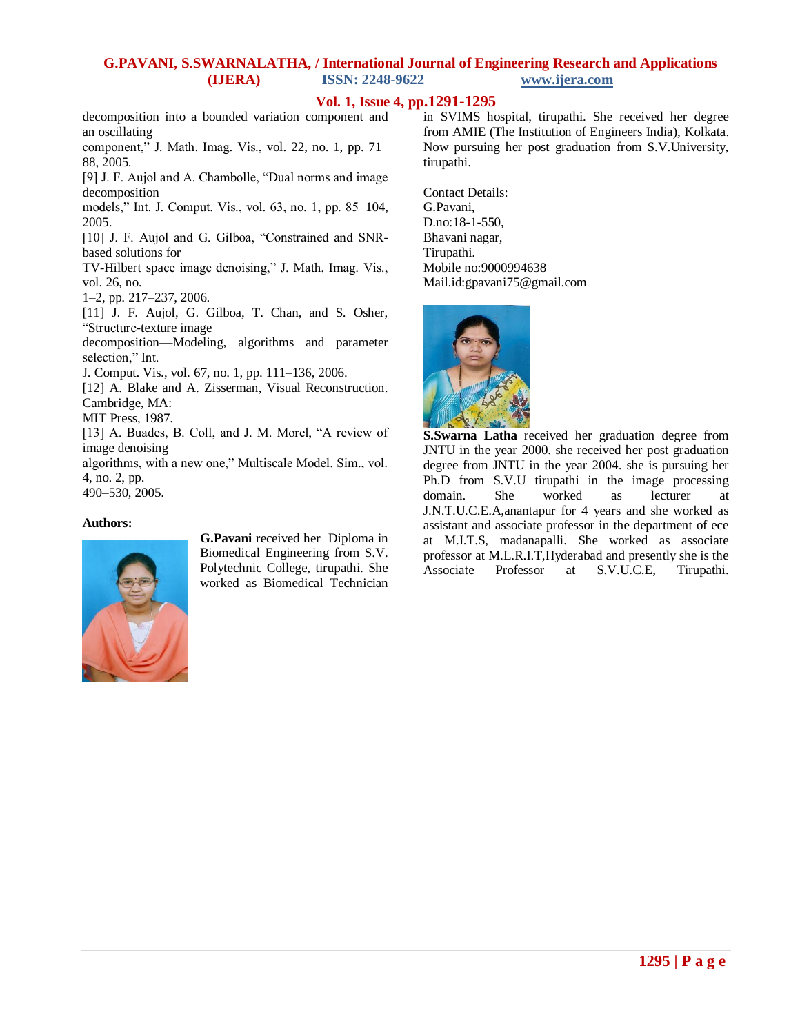decomposition into a bounded variation component and an oscillating component," J. Math. Imag. Vis., vol. 22, no. 1, pp. 71–88, 2005.

[9] J. F. Aujol and A. Chambolle, "Dual norms and image decomposition models," Int. J. Comput. Vis., vol. 63, no. 1, pp. 85–104, 2005.

[10] J. F. Aujol and G. Gilboa, "Constrained and SNR-based solutions for TV-Hilbert space image denoising," J. Math. Imag. Vis., vol. 26, no. 1–2, pp. 217–237, 2006.

[11] J. F. Aujol, G. Gilboa, T. Chan, and S. Osher, "Structure-texture image decomposition—Modeling, algorithms and parameter selection," Int. J. Comput. Vis., vol. 67, no. 1, pp. 111–136, 2006.

[12] A. Blake and A. Zisserman, Visual Reconstruction. Cambridge, MA: MIT Press, 1987.

[13] A. Buades, B. Coll, and J. M. Morel, "A review of image denoising algorithms, with a new one," Multiscale Model. Sim., vol. 4, no. 2, pp. 490–530, 2005.

**Authors:**

**G.Pavani** received her Diploma in Biomedical Engineering from S.V. Polytechnic College, tirupathi. She worked as Biomedical Technician in SVIMS hospital, tirupathi. She received her degree from AMIE (The Institution of Engineers India), Kolkata. Now pursuing her post graduation from S.V.University, tirupathi.

Contact Details:
G.Pavani,
D.no:18-1-550,
Bhavani nagar,
Tirupathi.
Mobile no:9000994638
Mail.id:gpavani75@gmail.com

**S.Swarna Latha** received her graduation degree from JNTU in the year 2000. she received her post graduation degree from JNTU in the year 2004. she is pursuing her Ph.D from S.V.U tirupathi in the image processing domain. She worked as lecturer at J.N.T.U.C.E.A,anantapur for 4 years and she worked as assistant and associate professor in the department of ece at M.I.T.S, madanapalli. She worked as associate professor at M.L.R.I.T,Hyderabad and presently she is the Associate Professor at S.V.U.C.E, Tirupathi.